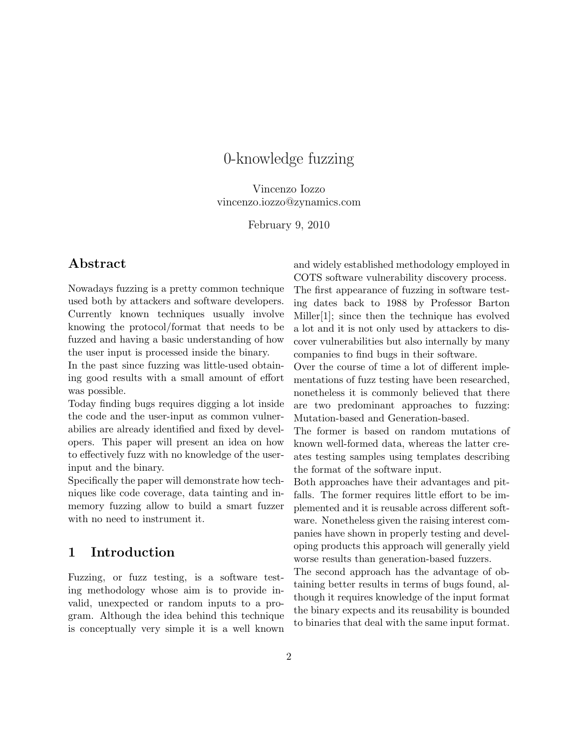# 0-knowledge fuzzing

Vincenzo Iozzo
vincenzo.iozzo@zynamics.com

February 9, 2010

## Abstract

Nowadays fuzzing is a pretty common technique used both by attackers and software developers. Currently known techniques usually involve knowing the protocol/format that needs to be fuzzed and having a basic understanding of how the user input is processed inside the binary.
In the past since fuzzing was little-used obtaining good results with a small amount of effort was possible.
Today finding bugs requires digging a lot inside the code and the user-input as common vulnerabilies are already identified and fixed by developers. This paper will present an idea on how to effectively fuzz with no knowledge of the user-input and the binary.
Specifically the paper will demonstrate how techniques like code coverage, data tainting and in-memory fuzzing allow to build a smart fuzzer with no need to instrument it.

## 1 Introduction

Fuzzing, or fuzz testing, is a software testing methodology whose aim is to provide invalid, unexpected or random inputs to a program. Although the idea behind this technique is conceptually very simple it is a well known and widely established methodology employed in COTS software vulnerability discovery process.
The first appearance of fuzzing in software testing dates back to 1988 by Professor Barton Miller[1]; since then the technique has evolved a lot and it is not only used by attackers to discover vulnerabilities but also internally by many companies to find bugs in their software.
Over the course of time a lot of different implementations of fuzz testing have been researched, nonetheless it is commonly believed that there are two predominant approaches to fuzzing: Mutation-based and Generation-based.
The former is based on random mutations of known well-formed data, whereas the latter creates testing samples using templates describing the format of the software input.
Both approaches have their advantages and pitfalls. The former requires little effort to be implemented and it is reusable across different software. Nonetheless given the raising interest companies have shown in properly testing and developing products this approach will generally yield worse results than generation-based fuzzers.
The second approach has the advantage of obtaining better results in terms of bugs found, although it requires knowledge of the input format the binary expects and its reusability is bounded to binaries that deal with the same input format.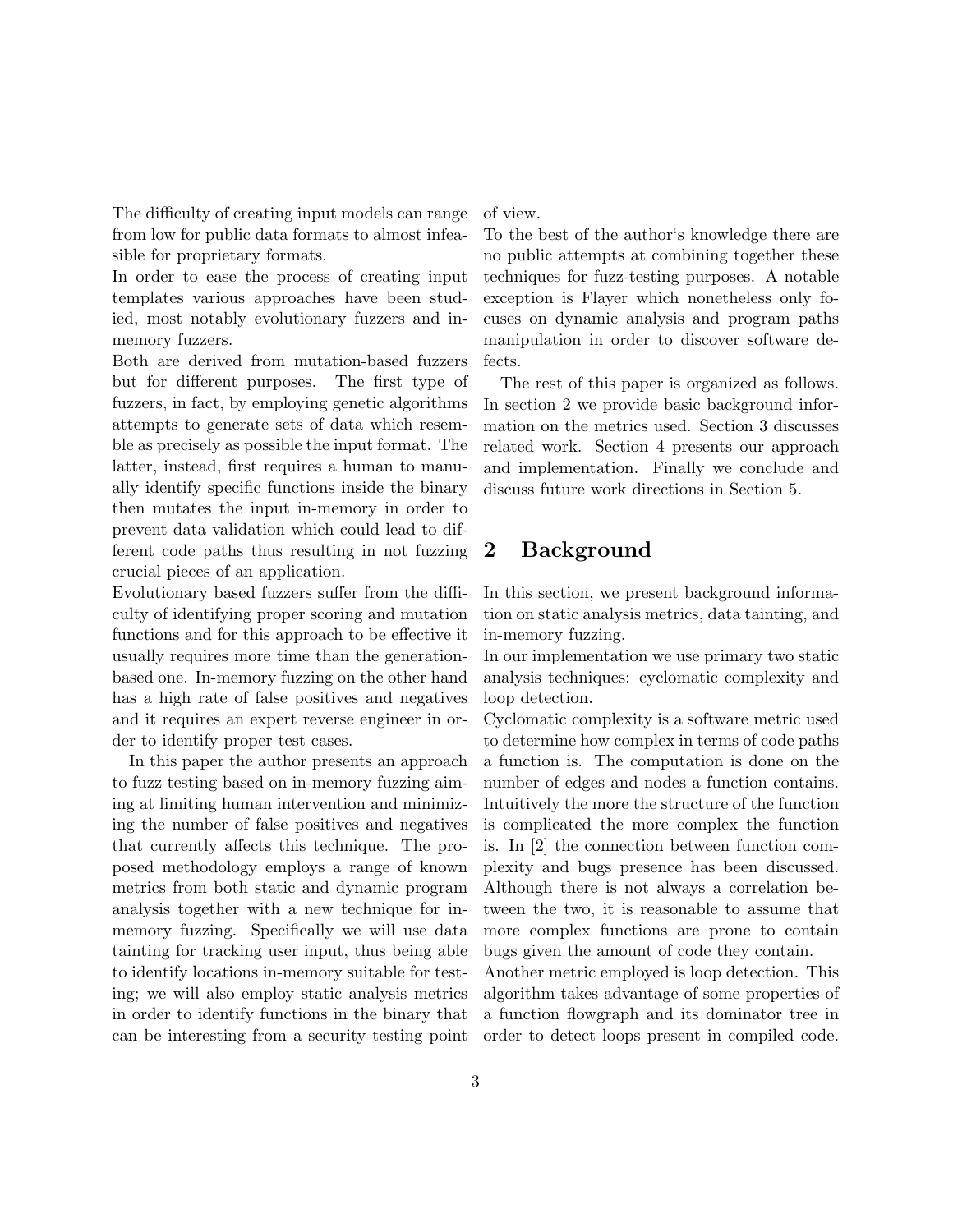The difficulty of creating input models can range from low for public data formats to almost infeasible for proprietary formats.

In order to ease the process of creating input templates various approaches have been studied, most notably evolutionary fuzzers and in-memory fuzzers.

Both are derived from mutation-based fuzzers but for different purposes. The first type of fuzzers, in fact, by employing genetic algorithms attempts to generate sets of data which resemble as precisely as possible the input format. The latter, instead, first requires a human to manually identify specific functions inside the binary then mutates the input in-memory in order to prevent data validation which could lead to different code paths thus resulting in not fuzzing crucial pieces of an application.

Evolutionary based fuzzers suffer from the difficulty of identifying proper scoring and mutation functions and for this approach to be effective it usually requires more time than the generation-based one. In-memory fuzzing on the other hand has a high rate of false positives and negatives and it requires an expert reverse engineer in order to identify proper test cases.

In this paper the author presents an approach to fuzz testing based on in-memory fuzzing aiming at limiting human intervention and minimizing the number of false positives and negatives that currently affects this technique. The proposed methodology employs a range of known metrics from both static and dynamic program analysis together with a new technique for in-memory fuzzing. Specifically we will use data tainting for tracking user input, thus being able to identify locations in-memory suitable for testing; we will also employ static analysis metrics in order to identify functions in the binary that can be interesting from a security testing point of view.

To the best of the author's knowledge there are no public attempts at combining together these techniques for fuzz-testing purposes. A notable exception is Flayer which nonetheless only focuses on dynamic analysis and program paths manipulation in order to discover software defects.

The rest of this paper is organized as follows. In section 2 we provide basic background information on the metrics used. Section 3 discusses related work. Section 4 presents our approach and implementation. Finally we conclude and discuss future work directions in Section 5.

## 2 Background

In this section, we present background information on static analysis metrics, data tainting, and in-memory fuzzing.

In our implementation we use primary two static analysis techniques: cyclomatic complexity and loop detection.

Cyclomatic complexity is a software metric used to determine how complex in terms of code paths a function is. The computation is done on the number of edges and nodes a function contains. Intuitively the more the structure of the function is complicated the more complex the function is. In [2] the connection between function complexity and bugs presence has been discussed. Although there is not always a correlation between the two, it is reasonable to assume that more complex functions are prone to contain bugs given the amount of code they contain.

Another metric employed is loop detection. This algorithm takes advantage of some properties of a function flowgraph and its dominator tree in order to detect loops present in compiled code.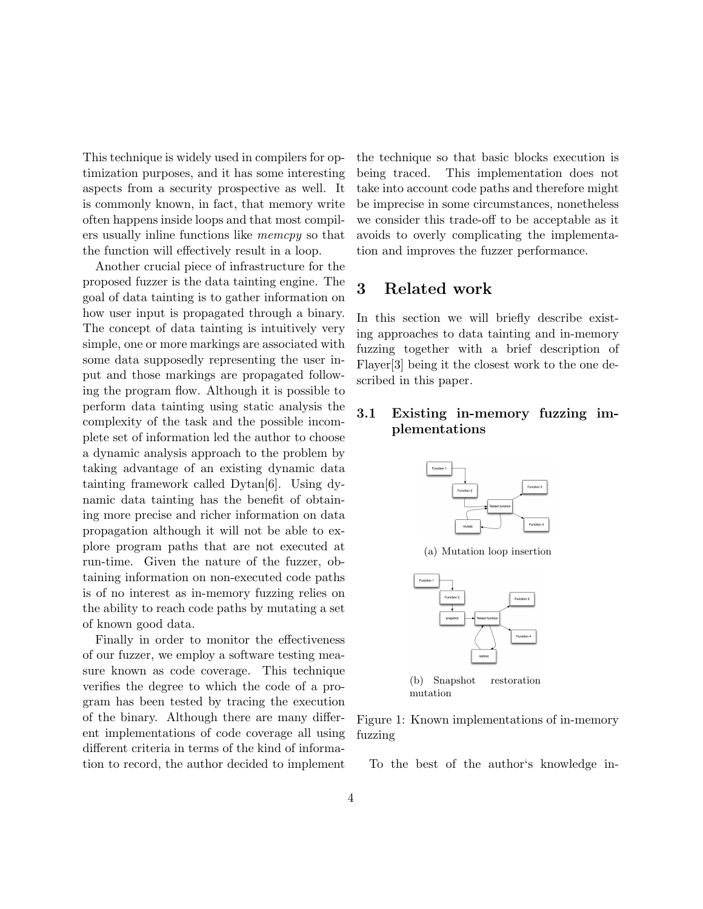This technique is widely used in compilers for optimization purposes, and it has some interesting aspects from a security prospective as well. It is commonly known, in fact, that memory write often happens inside loops and that most compilers usually inline functions like *memcpy* so that the function will effectively result in a loop.

Another crucial piece of infrastructure for the proposed fuzzer is the data tainting engine. The goal of data tainting is to gather information on how user input is propagated through a binary. The concept of data tainting is intuitively very simple, one or more markings are associated with some data supposedly representing the user input and those markings are propagated following the program flow. Although it is possible to perform data tainting using static analysis the complexity of the task and the possible incomplete set of information led the author to choose a dynamic analysis approach to the problem by taking advantage of an existing dynamic data tainting framework called Dytan[6]. Using dynamic data tainting has the benefit of obtaining more precise and richer information on data propagation although it will not be able to explore program paths that are not executed at run-time. Given the nature of the fuzzer, obtaining information on non-executed code paths is of no interest as in-memory fuzzing relies on the ability to reach code paths by mutating a set of known good data.

Finally in order to monitor the effectiveness of our fuzzer, we employ a software testing measure known as code coverage. This technique verifies the degree to which the code of a program has been tested by tracing the execution of the binary. Although there are many different implementations of code coverage all using different criteria in terms of the kind of information to record, the author decided to implement the technique so that basic blocks execution is being traced. This implementation does not take into account code paths and therefore might be imprecise in some circumstances, nonetheless we consider this trade-off to be acceptable as it avoids to overly complicating the implementation and improves the fuzzer performance.

# 3 Related work

In this section we will briefly describe existing approaches to data tainting and in-memory fuzzing together with a brief description of Flayer[3] being it the closest work to the one described in this paper.

## 3.1 Existing in-memory fuzzing implementations

(a) Mutation loop insertion

(b) Snapshot restoration mutation

Figure 1: Known implementations of in-memory fuzzing

To the best of the author's knowledge in-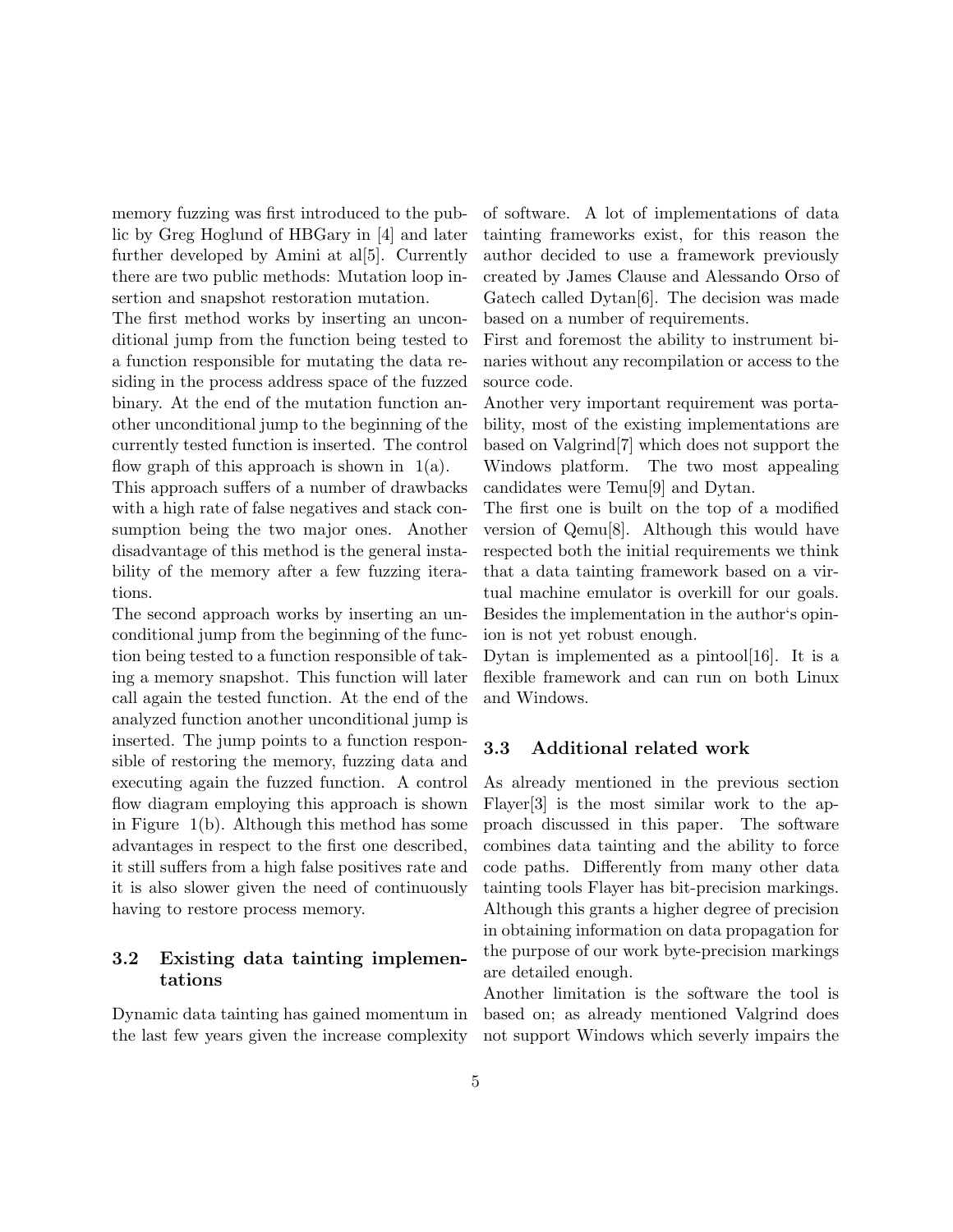memory fuzzing was first introduced to the public by Greg Hoglund of HBGary in [4] and later further developed by Amini at al[5]. Currently there are two public methods: Mutation loop insertion and snapshot restoration mutation.

The first method works by inserting an unconditional jump from the function being tested to a function responsible for mutating the data residing in the process address space of the fuzzed binary. At the end of the mutation function another unconditional jump to the beginning of the currently tested function is inserted. The control flow graph of this approach is shown in 1(a).

This approach suffers of a number of drawbacks with a high rate of false negatives and stack consumption being the two major ones. Another disadvantage of this method is the general instability of the memory after a few fuzzing iterations.

The second approach works by inserting an unconditional jump from the beginning of the function being tested to a function responsible of taking a memory snapshot. This function will later call again the tested function. At the end of the analyzed function another unconditional jump is inserted. The jump points to a function responsible of restoring the memory, fuzzing data and executing again the fuzzed function. A control flow diagram employing this approach is shown in Figure 1(b). Although this method has some advantages in respect to the first one described, it still suffers from a high false positives rate and it is also slower given the need of continuously having to restore process memory.

### 3.2 Existing data tainting implementations

Dynamic data tainting has gained momentum in the last few years given the increase complexity of software. A lot of implementations of data tainting frameworks exist, for this reason the author decided to use a framework previously created by James Clause and Alessando Orso of Gatech called Dytan[6]. The decision was made based on a number of requirements.

First and foremost the ability to instrument binaries without any recompilation or access to the source code.

Another very important requirement was portability, most of the existing implementations are based on Valgrind[7] which does not support the Windows platform. The two most appealing candidates were Temu[9] and Dytan.

The first one is built on the top of a modified version of Qemu[8]. Although this would have respected both the initial requirements we think that a data tainting framework based on a virtual machine emulator is overkill for our goals. Besides the implementation in the author‘s opinion is not yet robust enough.

Dytan is implemented as a pintool[16]. It is a flexible framework and can run on both Linux and Windows.

### 3.3 Additional related work

As already mentioned in the previous section Flayer[3] is the most similar work to the approach discussed in this paper. The software combines data tainting and the ability to force code paths. Differently from many other data tainting tools Flayer has bit-precision markings. Although this grants a higher degree of precision in obtaining information on data propagation for the purpose of our work byte-precision markings are detailed enough.

Another limitation is the software the tool is based on; as already mentioned Valgrind does not support Windows which severly impairs the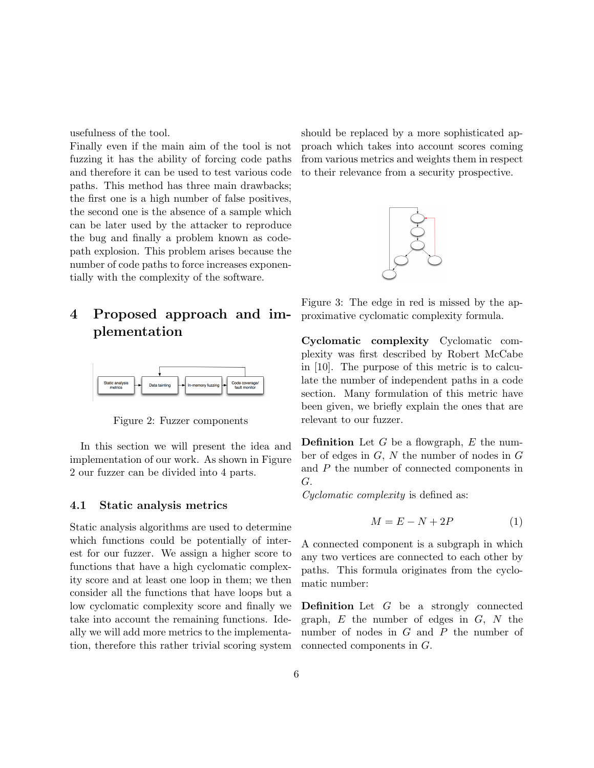usefulness of the tool.
Finally even if the main aim of the tool is not fuzzing it has the ability of forcing code paths and therefore it can be used to test various code paths. This method has three main drawbacks; the first one is a high number of false positives, the second one is the absence of a sample which can be later used by the attacker to reproduce the bug and finally a problem known as code-path explosion. This problem arises because the number of code paths to force increases exponentially with the complexity of the software.

# 4 Proposed approach and implementation

Figure 2: Fuzzer components

In this section we will present the idea and implementation of our work. As shown in Figure 2 our fuzzer can be divided into 4 parts.

## 4.1 Static analysis metrics

Static analysis algorithms are used to determine which functions could be potentially of interest for our fuzzer. We assign a higher score to functions that have a high cyclomatic complexity score and at least one loop in them; we then consider all the functions that have loops but a low cyclomatic complexity score and finally we take into account the remaining functions. Ideally we will add more metrics to the implementation, therefore this rather trivial scoring system should be replaced by a more sophisticated approach which takes into account scores coming from various metrics and weights them in respect to their relevance from a security prospective.

Figure 3: The edge in red is missed by the approximative cyclomatic complexity formula.

**Cyclomatic complexity** Cyclomatic complexity was first described by Robert McCabe in [10]. The purpose of this metric is to calculate the number of independent paths in a code section. Many formulation of this metric have been given, we briefly explain the ones that are relevant to our fuzzer.

**Definition** Let $G$ be a flowgraph, $E$ the number of edges in $G$, $N$ the number of nodes in $G$ and $P$ the number of connected components in $G$.
*Cyclomatic complexity* is defined as:

$$M = E - N + 2P \tag{1}$$

A connected component is a subgraph in which any two vertices are connected to each other by paths. This formula originates from the cyclomatic number:

**Definition** Let $G$ be a strongly connected graph, $E$ the number of edges in $G$, $N$ the number of nodes in $G$ and $P$ the number of connected components in $G$.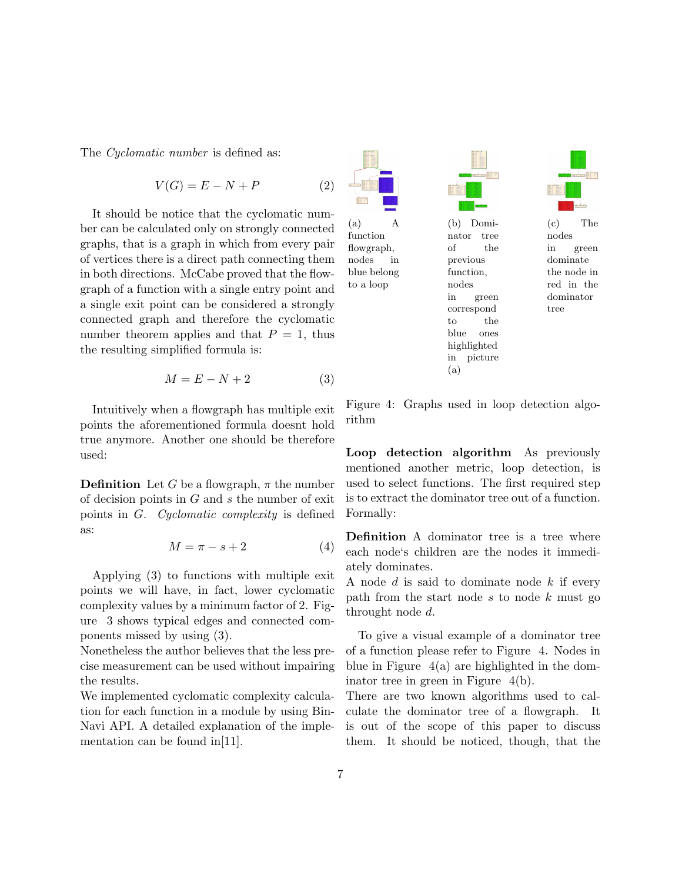The *Cyclomatic number* is defined as:

$$V(G) = E - N + P \tag{2}$$

It should be notice that the cyclomatic number can be calculated only on strongly connected graphs, that is a graph in which from every pair of vertices there is a direct path connecting them in both directions. McCabe proved that the flowgraph of a function with a single entry point and a single exit point can be considered a strongly connected graph and therefore the cyclomatic number theorem applies and that $P = 1$, thus the resulting simplified formula is:

$$M = E - N + 2 \tag{3}$$

Intuitively when a flowgraph has multiple exit points the aforementioned formula doesnt hold true anymore. Another one should be therefore used:

**Definition** Let $G$ be a flowgraph, $\pi$ the number of decision points in $G$ and $s$ the number of exit points in $G$. *Cyclomatic complexity* is defined as:

$$M = \pi - s + 2 \tag{4}$$

Applying (3) to functions with multiple exit points we will have, in fact, lower cyclomatic complexity values by a minimum factor of 2. Figure 3 shows typical edges and connected components missed by using (3).
Nonetheless the author believes that the less precise measurement can be used without impairing the results.
We implemented cyclomatic complexity calculation for each function in a module by using BinNavi API. A detailed explanation of the implementation can be found in[11].

(a) A function flowgraph, nodes in blue belong to a loop

(b) Dominator tree of the previous function, nodes in green correspond to the blue ones highlighted in picture (a)

(c) The nodes in green dominate the node in red in the dominator tree

Figure 4: Graphs used in loop detection algorithm

**Loop detection algorithm** As previously mentioned another metric, loop detection, is used to select functions. The first required step is to extract the dominator tree out of a function. Formally:

**Definition** A dominator tree is a tree where each node‘s children are the nodes it immediately dominates.
A node $d$ is said to dominate node $k$ if every path from the start node $s$ to node $k$ must go throught node $d$.

To give a visual example of a dominator tree of a function please refer to Figure 4. Nodes in blue in Figure 4(a) are highlighted in the dominator tree in green in Figure 4(b).
There are two known algorithms used to calculate the dominator tree of a flowgraph. It is out of the scope of this paper to discuss them. It should be noticed, though, that the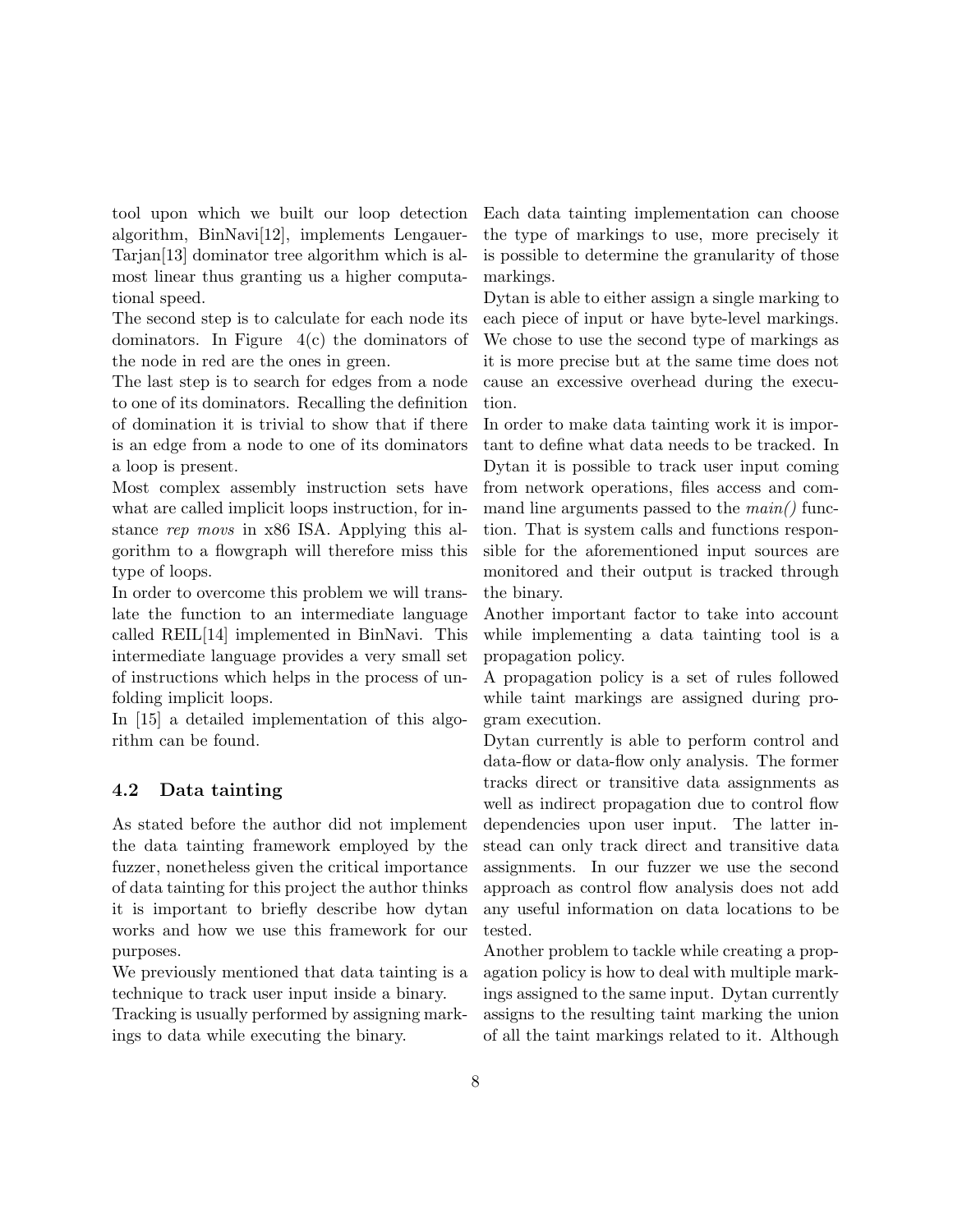tool upon which we built our loop detection algorithm, BinNavi[12], implements Lengauer-Tarjan[13] dominator tree algorithm which is almost linear thus granting us a higher computational speed.

The second step is to calculate for each node its dominators. In Figure 4(c) the dominators of the node in red are the ones in green.

The last step is to search for edges from a node to one of its dominators. Recalling the definition of domination it is trivial to show that if there is an edge from a node to one of its dominators a loop is present.

Most complex assembly instruction sets have what are called implicit loops instruction, for instance *rep movs* in x86 ISA. Applying this algorithm to a flowgraph will therefore miss this type of loops.

In order to overcome this problem we will translate the function to an intermediate language called REIL[14] implemented in BinNavi. This intermediate language provides a very small set of instructions which helps in the process of unfolding implicit loops.

In [15] a detailed implementation of this algorithm can be found.

### 4.2 Data tainting

As stated before the author did not implement the data tainting framework employed by the fuzzer, nonetheless given the critical importance of data tainting for this project the author thinks it is important to briefly describe how dytan works and how we use this framework for our purposes.

We previously mentioned that data tainting is a technique to track user input inside a binary.

Tracking is usually performed by assigning markings to data while executing the binary.

Each data tainting implementation can choose the type of markings to use, more precisely it is possible to determine the granularity of those markings.

Dytan is able to either assign a single marking to each piece of input or have byte-level markings. We chose to use the second type of markings as it is more precise but at the same time does not cause an excessive overhead during the execution.

In order to make data tainting work it is important to define what data needs to be tracked. In Dytan it is possible to track user input coming from network operations, files access and command line arguments passed to the *main()* function. That is system calls and functions responsible for the aforementioned input sources are monitored and their output is tracked through the binary.

Another important factor to take into account while implementing a data tainting tool is a propagation policy.

A propagation policy is a set of rules followed while taint markings are assigned during program execution.

Dytan currently is able to perform control and data-flow or data-flow only analysis. The former tracks direct or transitive data assignments as well as indirect propagation due to control flow dependencies upon user input. The latter instead can only track direct and transitive data assignments. In our fuzzer we use the second approach as control flow analysis does not add any useful information on data locations to be tested.

Another problem to tackle while creating a propagation policy is how to deal with multiple markings assigned to the same input. Dytan currently assigns to the resulting taint marking the union of all the taint markings related to it. Although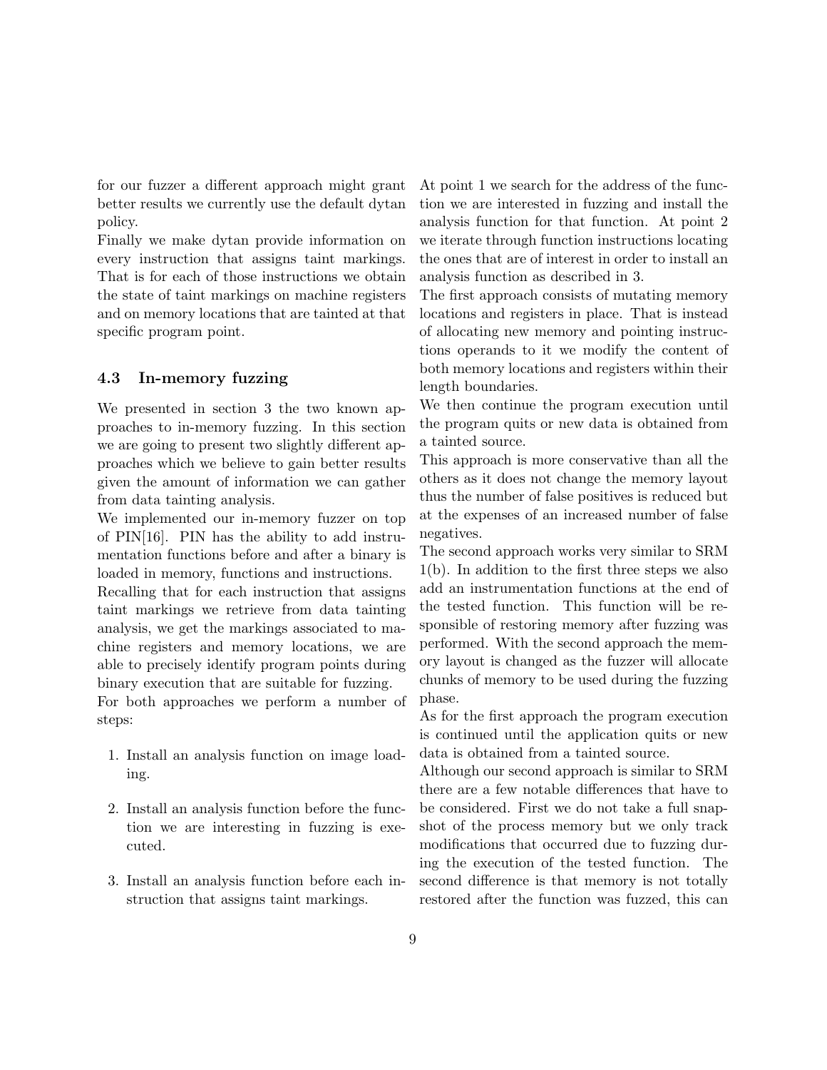for our fuzzer a different approach might grant better results we currently use the default dytan policy.

Finally we make dytan provide information on every instruction that assigns taint markings. That is for each of those instructions we obtain the state of taint markings on machine registers and on memory locations that are tainted at that specific program point.

### 4.3 In-memory fuzzing

We presented in section 3 the two known approaches to in-memory fuzzing. In this section we are going to present two slightly different approaches which we believe to gain better results given the amount of information we can gather from data tainting analysis.

We implemented our in-memory fuzzer on top of PIN[16]. PIN has the ability to add instrumentation functions before and after a binary is loaded in memory, functions and instructions.

Recalling that for each instruction that assigns taint markings we retrieve from data tainting analysis, we get the markings associated to machine registers and memory locations, we are able to precisely identify program points during binary execution that are suitable for fuzzing.

For both approaches we perform a number of steps:

1. Install an analysis function on image loading.

2. Install an analysis function before the function we are interesting in fuzzing is executed.

3. Install an analysis function before each instruction that assigns taint markings.

At point 1 we search for the address of the function we are interested in fuzzing and install the analysis function for that function. At point 2 we iterate through function instructions locating the ones that are of interest in order to install an analysis function as described in 3.

The first approach consists of mutating memory locations and registers in place. That is instead of allocating new memory and pointing instructions operands to it we modify the content of both memory locations and registers within their length boundaries.

We then continue the program execution until the program quits or new data is obtained from a tainted source.

This approach is more conservative than all the others as it does not change the memory layout thus the number of false positives is reduced but at the expenses of an increased number of false negatives.

The second approach works very similar to SRM 1(b). In addition to the first three steps we also add an instrumentation functions at the end of the tested function. This function will be responsible of restoring memory after fuzzing was performed. With the second approach the memory layout is changed as the fuzzer will allocate chunks of memory to be used during the fuzzing phase.

As for the first approach the program execution is continued until the application quits or new data is obtained from a tainted source.

Although our second approach is similar to SRM there are a few notable differences that have to be considered. First we do not take a full snapshot of the process memory but we only track modifications that occurred due to fuzzing during the execution of the tested function. The second difference is that memory is not totally restored after the function was fuzzed, this can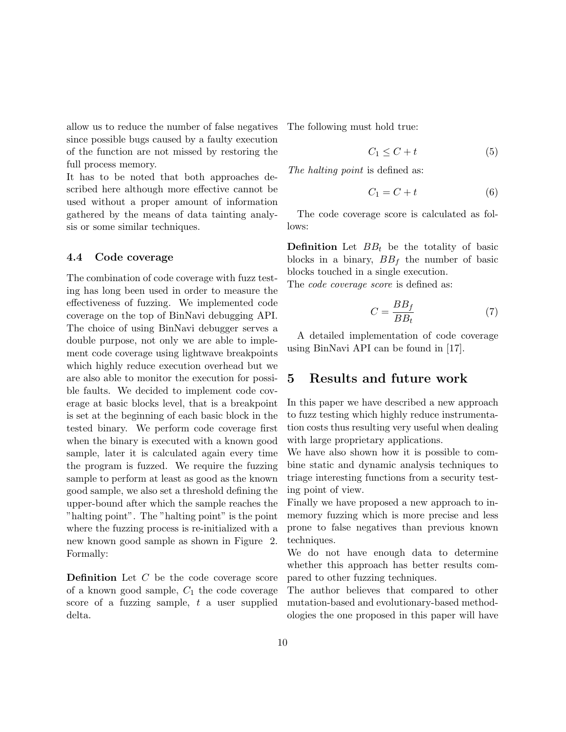allow us to reduce the number of false negatives since possible bugs caused by a faulty execution of the function are not missed by restoring the full process memory.
It has to be noted that both approaches described here although more effective cannot be used without a proper amount of information gathered by the means of data tainting analysis or some similar techniques.

### 4.4 Code coverage

The combination of code coverage with fuzz testing has long been used in order to measure the effectiveness of fuzzing. We implemented code coverage on the top of BinNavi debugging API. The choice of using BinNavi debugger serves a double purpose, not only we are able to implement code coverage using lightwave breakpoints which highly reduce execution overhead but we are also able to monitor the execution for possible faults. We decided to implement code coverage at basic blocks level, that is a breakpoint is set at the beginning of each basic block in the tested binary. We perform code coverage first when the binary is executed with a known good sample, later it is calculated again every time the program is fuzzed. We require the fuzzing sample to perform at least as good as the known good sample, we also set a threshold defining the upper-bound after which the sample reaches the "halting point". The "halting point" is the point where the fuzzing process is re-initialized with a new known good sample as shown in Figure 2. Formally:

**Definition** Let $C$ be the code coverage score of a known good sample, $C_1$ the code coverage score of a fuzzing sample, $t$ a user supplied delta.
The following must hold true:

$$C_1 \leq C + t \tag{5}$$

*The halting point* is defined as:

$$C_1 = C + t \tag{6}$$

The code coverage score is calculated as follows:

**Definition** Let $BB_t$ be the totality of basic blocks in a binary, $BB_f$ the number of basic blocks touched in a single execution.
The *code coverage score* is defined as:

$$C = \frac{BB_f}{BB_t} \tag{7}$$

A detailed implementation of code coverage using BinNavi API can be found in [17].

## 5 Results and future work

In this paper we have described a new approach to fuzz testing which highly reduce instrumentation costs thus resulting very useful when dealing with large proprietary applications.
We have also shown how it is possible to combine static and dynamic analysis techniques to triage interesting functions from a security testing point of view.
Finally we have proposed a new approach to in-memory fuzzing which is more precise and less prone to false negatives than previous known techniques.
We do not have enough data to determine whether this approach has better results compared to other fuzzing techniques.
The author believes that compared to other mutation-based and evolutionary-based methodologies the one proposed in this paper will have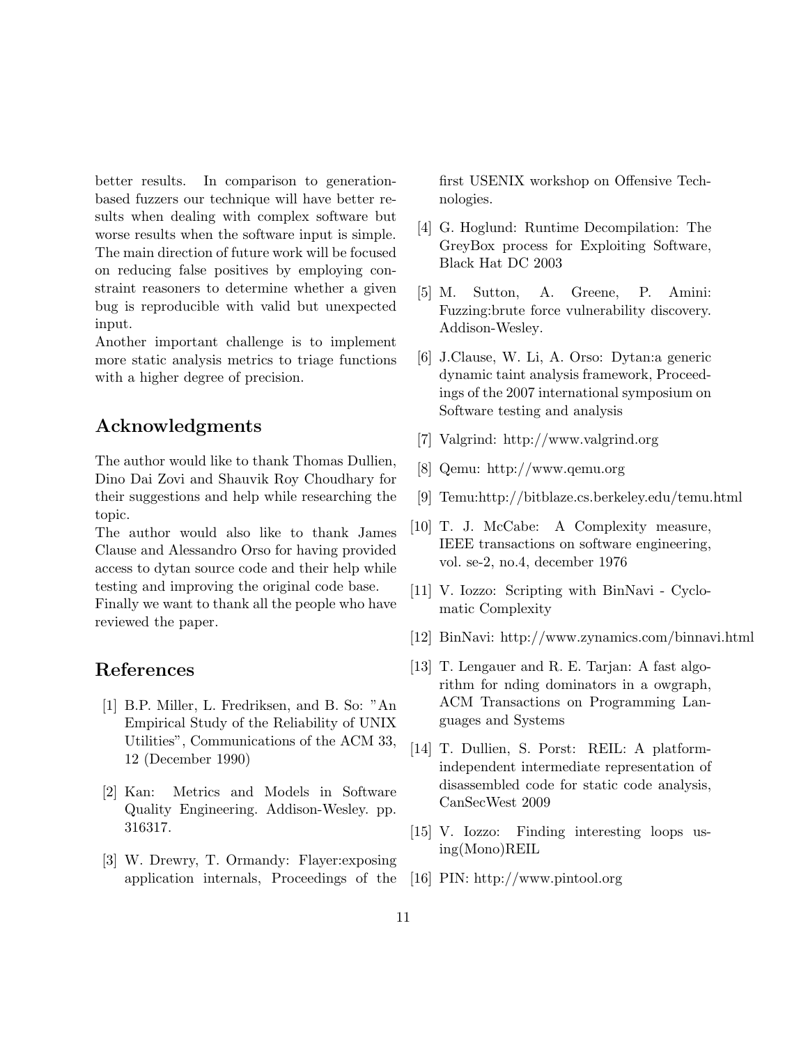better results. In comparison to generation-based fuzzers our technique will have better results when dealing with complex software but worse results when the software input is simple. The main direction of future work will be focused on reducing false positives by employing constraint reasoners to determine whether a given bug is reproducible with valid but unexpected input.
Another important challenge is to implement more static analysis metrics to triage functions with a higher degree of precision.

## Acknowledgments

The author would like to thank Thomas Dullien, Dino Dai Zovi and Shauvik Roy Choudhary for their suggestions and help while researching the topic.
The author would also like to thank James Clause and Alessandro Orso for having provided access to dytan source code and their help while testing and improving the original code base.
Finally we want to thank all the people who have reviewed the paper.

## References

[1] B.P. Miller, L. Fredriksen, and B. So: "An Empirical Study of the Reliability of UNIX Utilities", Communications of the ACM 33, 12 (December 1990)

[2] Kan: Metrics and Models in Software Quality Engineering. Addison-Wesley. pp. 316317.

[3] W. Drewry, T. Ormandy: Flayer:exposing application internals, Proceedings of the first USENIX workshop on Offensive Technologies.

[4] G. Hoglund: Runtime Decompilation: The GreyBox process for Exploiting Software, Black Hat DC 2003

[5] M. Sutton, A. Greene, P. Amini: Fuzzing:brute force vulnerability discovery. Addison-Wesley.

[6] J.Clause, W. Li, A. Orso: Dytan:a generic dynamic taint analysis framework, Proceedings of the 2007 international symposium on Software testing and analysis

[7] Valgrind: http://www.valgrind.org

[8] Qemu: http://www.qemu.org

[9] Temu:http://bitblaze.cs.berkeley.edu/temu.html

[10] T. J. McCabe: A Complexity measure, IEEE transactions on software engineering, vol. se-2, no.4, december 1976

[11] V. Iozzo: Scripting with BinNavi - Cyclomatic Complexity

[12] BinNavi: http://www.zynamics.com/binnavi.html

[13] T. Lengauer and R. E. Tarjan: A fast algorithm for nding dominators in a owgraph, ACM Transactions on Programming Languages and Systems

[14] T. Dullien, S. Porst: REIL: A platform-independent intermediate representation of disassembled code for static code analysis, CanSecWest 2009

[15] V. Iozzo: Finding interesting loops using(Mono)REIL

[16] PIN: http://www.pintool.org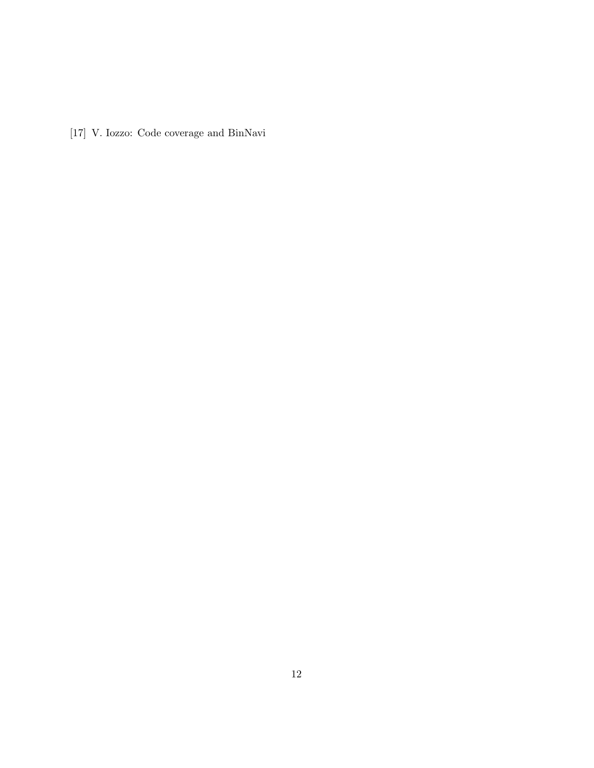[17] V. Iozzo: Code coverage and BinNavi